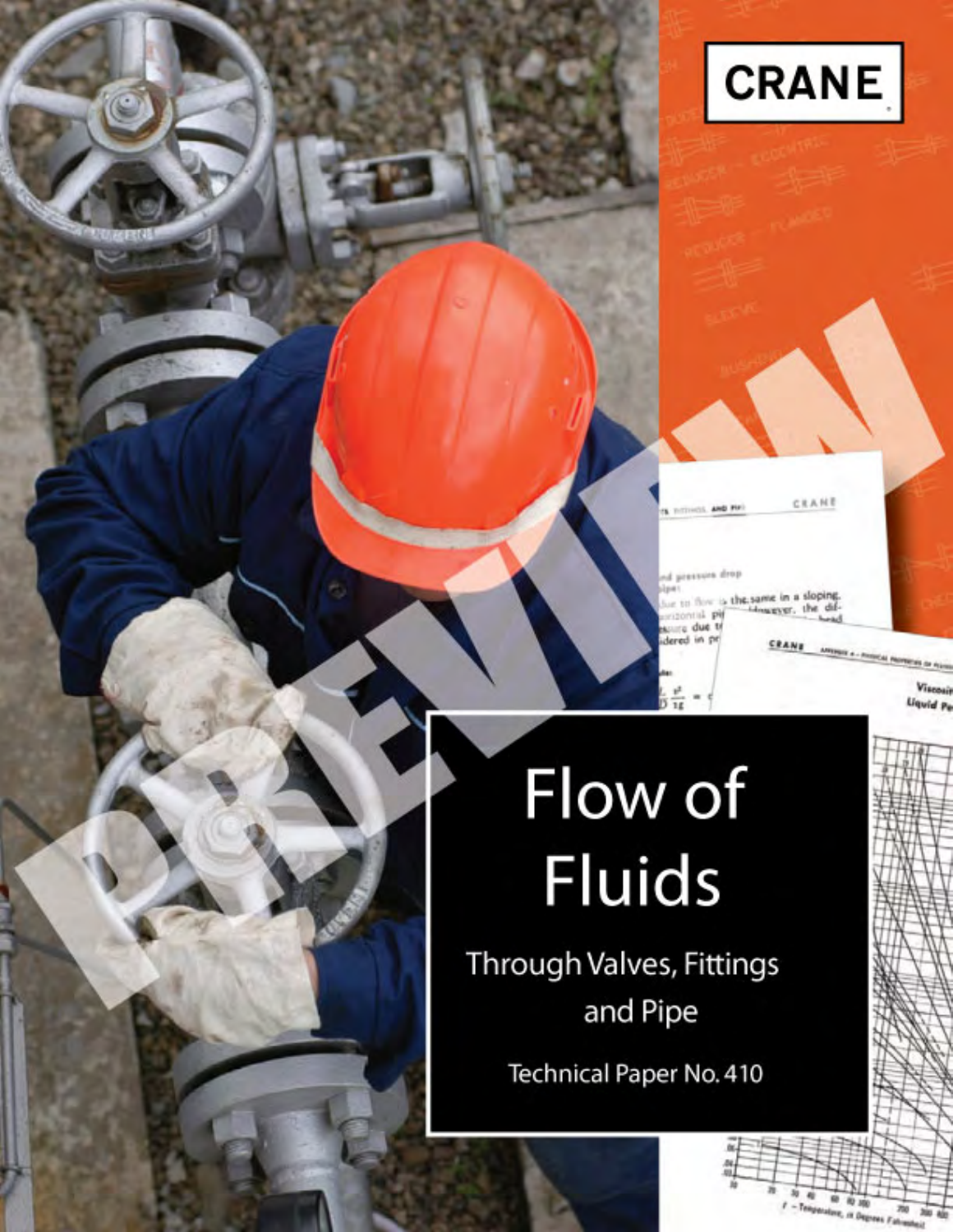CRANE

# Flow of Fluids

## Through Valves, Fittings and Pipe

Technical Paper No. 410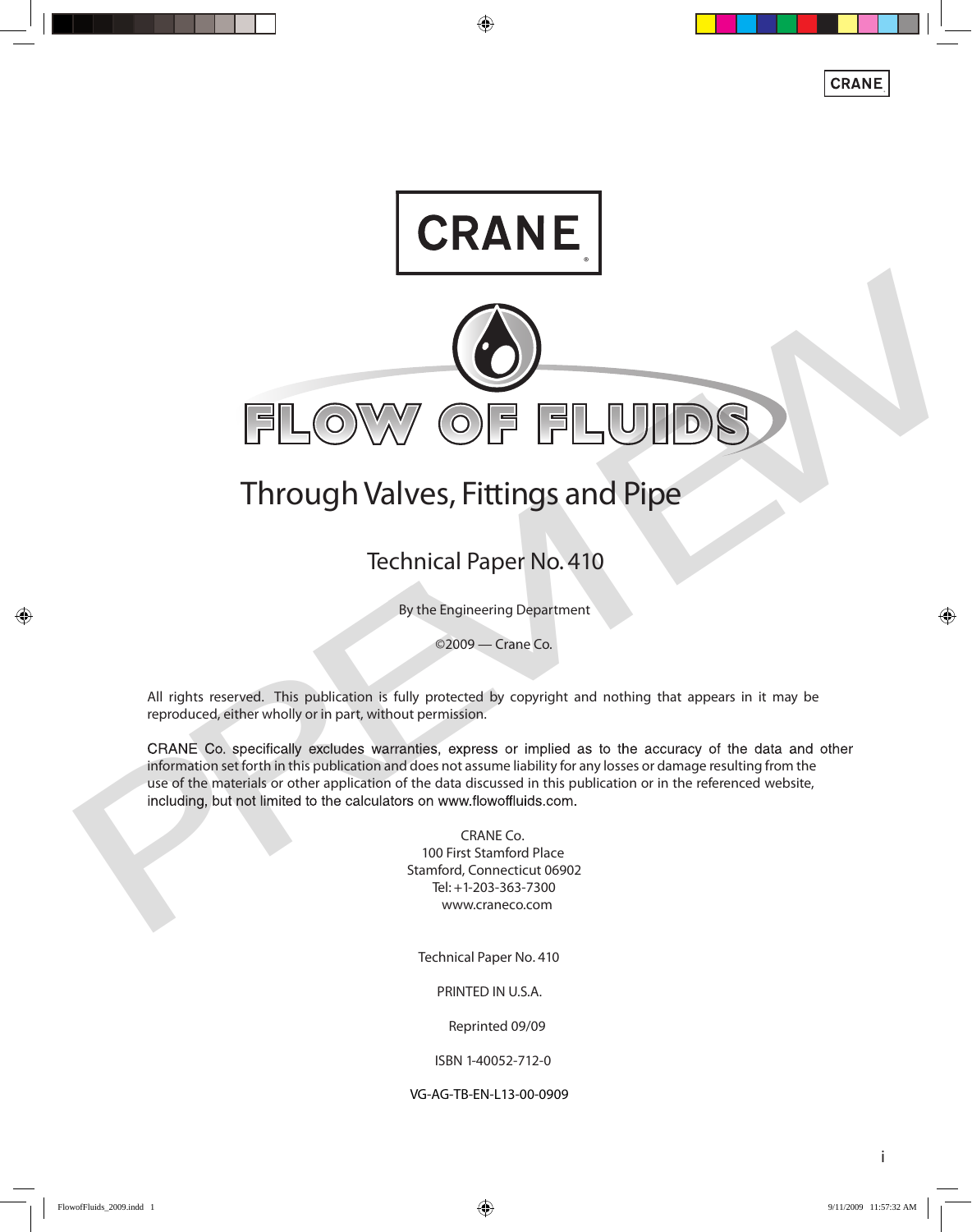CRANE

# FLOW OF FLUIDS

## Through Valves, Fittings and Pipe

### Technical Paper No. 410

By the Engineering Department

©2009 — Crane Co.

All rights reserved. This publication is fully protected by copyright and nothing that appears in it may be reproduced, either wholly or in part, without permission.

CRANE Co. specifically excludes warranties, express or implied as to the accuracy of the data and other information set forth in this publication and does not assume liability for any losses or damage resulting from the use of the materials or other application of the data discussed in this publication or in the referenced website, including, but not limited to the calculators on www.flowoffluids.com.

CRANE Co.
100 First Stamford Place
Stamford, Connecticut 06902
Tel: +1-203-363-7300
www.craneco.com

Technical Paper No. 410

PRINTED IN U.S.A.

Reprinted 09/09

ISBN 1-40052-712-0

VG-AG-TB-EN-L13-00-0909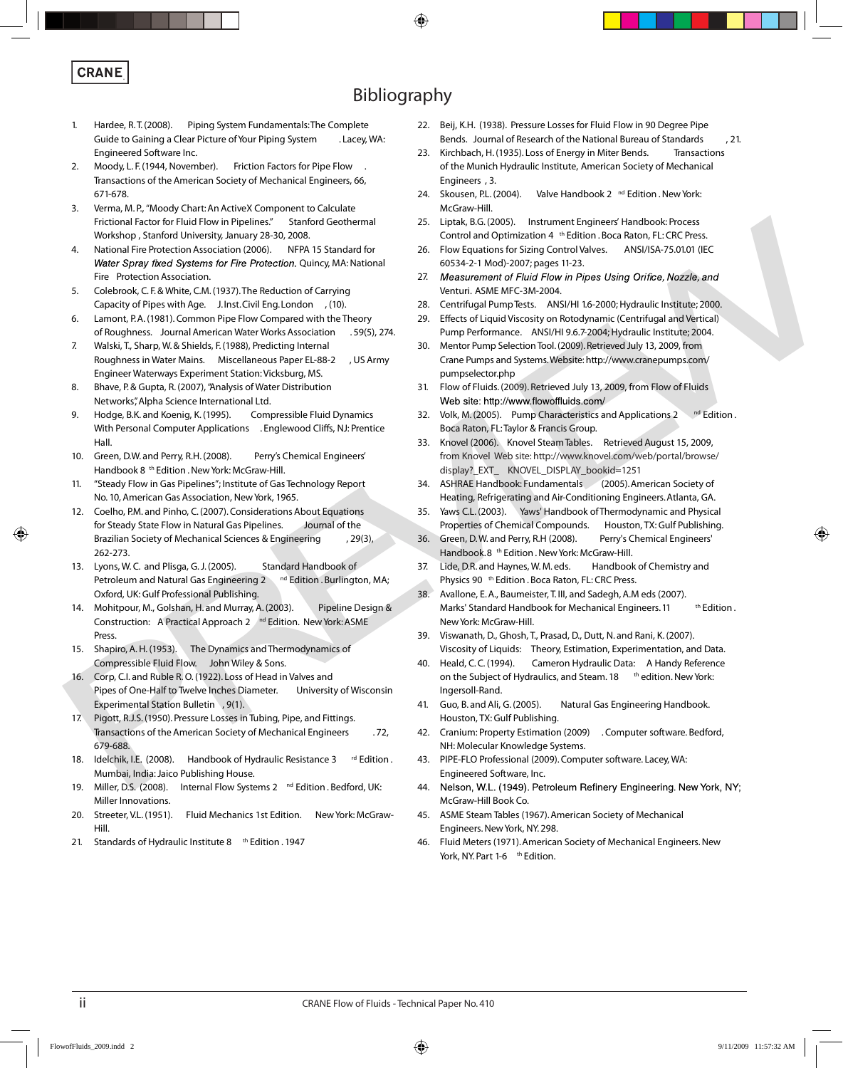CRANE

# Bibliography

1. Hardee, R. T. (2008). Piping System Fundamentals: The Complete Guide to Gaining a Clear Picture of Your Piping System. Lacey, WA: Engineered Software Inc.
2. Moody, L. F. (1944, November). Friction Factors for Pipe Flow. Transactions of the American Society of Mechanical Engineers, 66, 671-678.
3. Verma, M. P., "Moody Chart: An ActiveX Component to Calculate Frictional Factor for Fluid Flow in Pipelines." Stanford Geothermal Workshop, Stanford University, January 28-30, 2008.
4. National Fire Protection Association (2006). NFPA 15 Standard for *Water Spray fixed Systems for Fire Protection.* Quincy, MA: National Fire Protection Association.
5. Colebrook, C. F. & White, C.M. (1937). The Reduction of Carrying Capacity of Pipes with Age. J. Inst. Civil Eng. London, (10).
6. Lamont, P. A. (1981). Common Pipe Flow Compared with the Theory of Roughness. Journal American Water Works Association. 59(5), 274.
7. Walski, T., Sharp, W. & Shields, F. (1988), Predicting Internal Roughness in Water Mains. Miscellaneous Paper EL-88-2, US Army Engineer Waterways Experiment Station: Vicksburg, MS.
8. Bhave, P. & Gupta, R. (2007), "Analysis of Water Distribution Networks", Alpha Science International Ltd.
9. Hodge, B.K. and Koenig, K. (1995). Compressible Fluid Dynamics With Personal Computer Applications. Englewood Cliffs, NJ: Prentice Hall.
10. Green, D.W. and Perry, R.H. (2008). Perry's Chemical Engineers' Handbook 8th Edition. New York: McGraw-Hill.
11. "Steady Flow in Gas Pipelines"; Institute of Gas Technology Report No. 10, American Gas Association, New York, 1965.
12. Coelho, P.M. and Pinho, C. (2007). Considerations About Equations for Steady State Flow in Natural Gas Pipelines. Journal of the Brazilian Society of Mechanical Sciences & Engineering, 29(3), 262-273.
13. Lyons, W. C. and Plisga, G. J. (2005). Standard Handbook of Petroleum and Natural Gas Engineering 2nd Edition. Burlington, MA; Oxford, UK: Gulf Professional Publishing.
14. Mohitpour, M., Golshan, H. and Murray, A. (2003). Pipeline Design & Construction: A Practical Approach 2nd Edition. New York: ASME Press.
15. Shapiro, A. H. (1953). The Dynamics and Thermodynamics of Compressible Fluid Flow. John Wiley & Sons.
16. Corp, C.I. and Ruble R. O. (1922). Loss of Head in Valves and Pipes of One-Half to Twelve Inches Diameter. University of Wisconsin Experimental Station Bulletin, 9(1).
17. Pigott, R.J.S. (1950). Pressure Losses in Tubing, Pipe, and Fittings. Transactions of the American Society of Mechanical Engineers. 72, 679-688.
18. Idelchik, I.E. (2008). Handbook of Hydraulic Resistance 3rd Edition. Mumbai, India: Jaico Publishing House.
19. Miller, D.S. (2008). Internal Flow Systems 2nd Edition. Bedford, UK: Miller Innovations.
20. Streeter, V.L. (1951). Fluid Mechanics 1st Edition. New York: McGraw-Hill.
21. Standards of Hydraulic Institute 8th Edition. 1947
22. Beij, K.H. (1938). Pressure Losses for Fluid Flow in 90 Degree Pipe Bends. Journal of Research of the National Bureau of Standards, 21.
23. Kirchbach, H. (1935). Loss of Energy in Miter Bends. Transactions of the Munich Hydraulic Institute, American Society of Mechanical Engineers, 3.
24. Skousen, P.L. (2004). Valve Handbook 2nd Edition. New York: McGraw-Hill.
25. Liptak, B.G. (2005). Instrument Engineers' Handbook: Process Control and Optimization 4th Edition. Boca Raton, FL: CRC Press.
26. Flow Equations for Sizing Control Valves. ANSI/ISA-75.01.01 (IEC 60534-2-1 Mod)-2007; pages 11-23.
27. *Measurement of Fluid Flow in Pipes Using Orifice, Nozzle, and* Venturi. ASME MFC-3M-2004.
28. Centrifugal Pump Tests. ANSI/HI 1.6-2000; Hydraulic Institute; 2000.
29. Effects of Liquid Viscosity on Rotodynamic (Centrifugal and Vertical) Pump Performance. ANSI/HI 9.6.7-2004; Hydraulic Institute; 2004.
30. Mentor Pump Selection Tool. (2009). Retrieved July 13, 2009, from Crane Pumps and Systems. Website: http://www.cranepumps.com/pumpselector.php
31. Flow of Fluids. (2009). Retrieved July 13, 2009, from Flow of Fluids Web site: http://www.flowoffluids.com/
32. Volk, M. (2005). Pump Characteristics and Applications 2nd Edition. Boca Raton, FL: Taylor & Francis Group.
33. Knovel (2006). Knovel Steam Tables. Retrieved August 15, 2009, from Knovel Web site: http://www.knovel.com/web/portal/browse/display?_EXT_ KNOVEL_DISPLAY_bookid=1251
34. ASHRAE Handbook: Fundamentals (2005). American Society of Heating, Refrigerating and Air-Conditioning Engineers. Atlanta, GA.
35. Yaws C.L. (2003). Yaws' Handbook of Thermodynamic and Physical Properties of Chemical Compounds. Houston, TX: Gulf Publishing.
36. Green, D. W. and Perry, R.H (2008). Perry's Chemical Engineers' Handbook. 8th Edition. New York: McGraw-Hill.
37. Lide, D.R. and Haynes, W. M. eds. Handbook of Chemistry and Physics 90th Edition. Boca Raton, FL: CRC Press.
38. Avallone, E. A., Baumeister, T. III, and Sadegh, A.M eds (2007). Marks' Standard Handbook for Mechanical Engineers. 11th Edition. New York: McGraw-Hill.
39. Viswanath, D., Ghosh, T., Prasad, D., Dutt, N. and Rani, K. (2007). Viscosity of Liquids: Theory, Estimation, Experimentation, and Data.
40. Heald, C. C. (1994). Cameron Hydraulic Data: A Handy Reference on the Subject of Hydraulics, and Steam. 18th edition. New York: Ingersoll-Rand.
41. Guo, B. and Ali, G. (2005). Natural Gas Engineering Handbook. Houston, TX: Gulf Publishing.
42. Cranium: Property Estimation (2009). Computer software. Bedford, NH: Molecular Knowledge Systems.
43. PIPE-FLO Professional (2009). Computer software. Lacey, WA: Engineered Software, Inc.
44. Nelson, W.L. (1949). Petroleum Refinery Engineering. New York, NY; McGraw-Hill Book Co.
45. ASME Steam Tables (1967). American Society of Mechanical Engineers. New York, NY. 298.
46. Fluid Meters (1971). American Society of Mechanical Engineers. New York, NY. Part 1-6th Edition.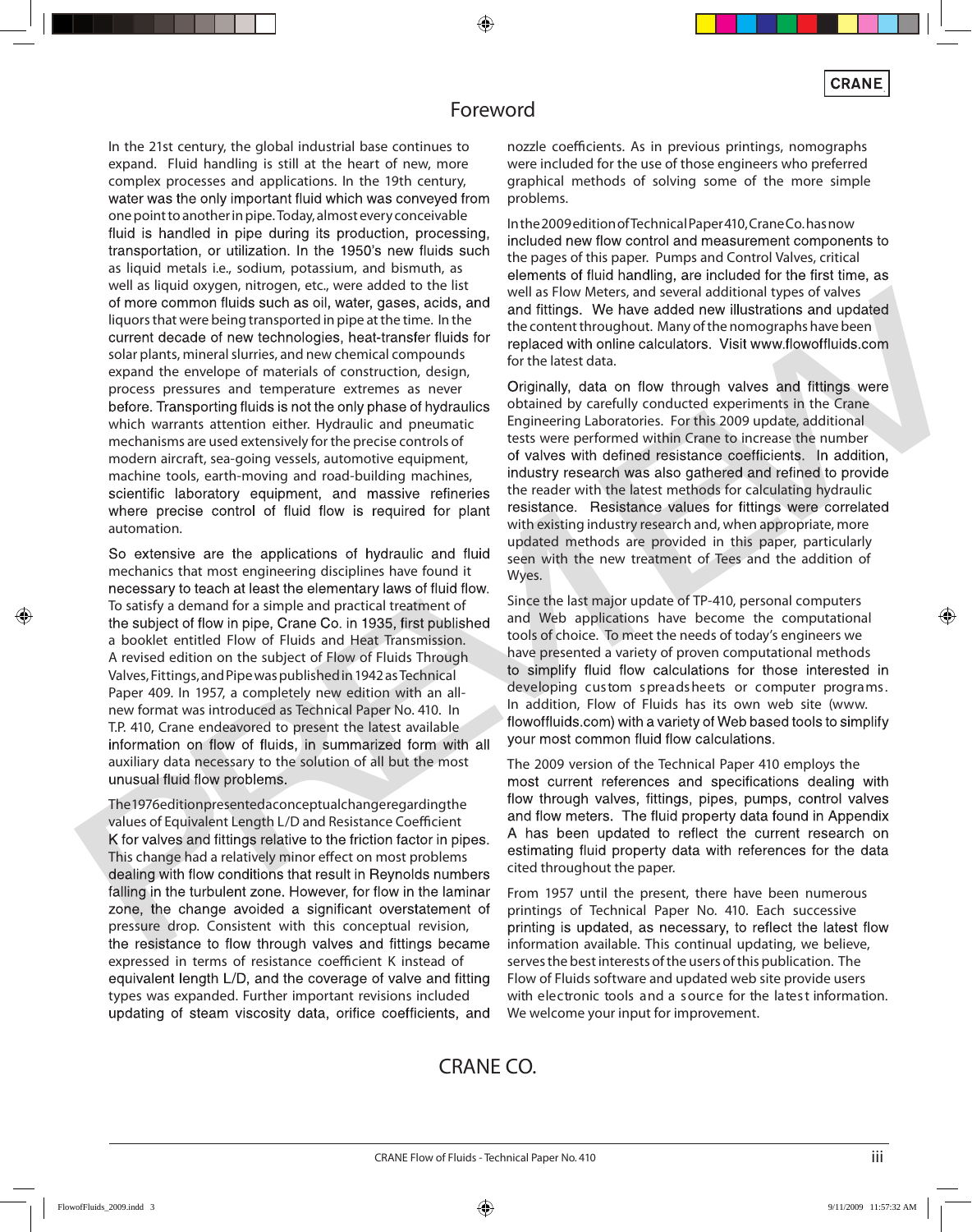# Foreword

In the 21st century, the global industrial base continues to expand. Fluid handling is still at the heart of new, more complex processes and applications. In the 19th century, water was the only important fluid which was conveyed from one point to another in pipe. Today, almost every conceivable fluid is handled in pipe during its production, processing, transportation, or utilization. In the 1950's new fluids such as liquid metals i.e., sodium, potassium, and bismuth, as well as liquid oxygen, nitrogen, etc., were added to the list of more common fluids such as oil, water, gases, acids, and liquors that were being transported in pipe at the time. In the current decade of new technologies, heat-transfer fluids for solar plants, mineral slurries, and new chemical compounds expand the envelope of materials of construction, design, process pressures and temperature extremes as never before. Transporting fluids is not the only phase of hydraulics which warrants attention either. Hydraulic and pneumatic mechanisms are used extensively for the precise controls of modern aircraft, sea-going vessels, automotive equipment, machine tools, earth-moving and road-building machines, scientific laboratory equipment, and massive refineries where precise control of fluid flow is required for plant automation.

So extensive are the applications of hydraulic and fluid mechanics that most engineering disciplines have found it necessary to teach at least the elementary laws of fluid flow. To satisfy a demand for a simple and practical treatment of the subject of flow in pipe, Crane Co. in 1935, first published a booklet entitled Flow of Fluids and Heat Transmission. A revised edition on the subject of Flow of Fluids Through Valves, Fittings, and Pipe was published in 1942 as Technical Paper 409. In 1957, a completely new edition with an all-new format was introduced as Technical Paper No. 410. In T.P. 410, Crane endeavored to present the latest available information on flow of fluids, in summarized form with all auxiliary data necessary to the solution of all but the most unusual fluid flow problems.

The 1976 edition presented a conceptual change regarding the values of Equivalent Length L/D and Resistance Coefficient K for valves and fittings relative to the friction factor in pipes. This change had a relatively minor effect on most problems dealing with flow conditions that result in Reynolds numbers falling in the turbulent zone. However, for flow in the laminar zone, the change avoided a significant overstatement of pressure drop. Consistent with this conceptual revision, the resistance to flow through valves and fittings became expressed in terms of resistance coefficient K instead of equivalent length L/D, and the coverage of valve and fitting types was expanded. Further important revisions included updating of steam viscosity data, orifice coefficients, and nozzle coefficients. As in previous printings, nomographs were included for the use of those engineers who preferred graphical methods of solving some of the more simple problems.

In the 2009 edition of Technical Paper 410, Crane Co. has now included new flow control and measurement components to the pages of this paper. Pumps and Control Valves, critical elements of fluid handling, are included for the first time, as well as Flow Meters, and several additional types of valves and fittings. We have added new illustrations and updated the content throughout. Many of the nomographs have been replaced with online calculators. Visit www.flowoffluids.com for the latest data.

Originally, data on flow through valves and fittings were obtained by carefully conducted experiments in the Crane Engineering Laboratories. For this 2009 update, additional tests were performed within Crane to increase the number of valves with defined resistance coefficients. In addition, industry research was also gathered and refined to provide the reader with the latest methods for calculating hydraulic resistance. Resistance values for fittings were correlated with existing industry research and, when appropriate, more updated methods are provided in this paper, particularly seen with the new treatment of Tees and the addition of Wyes.

Since the last major update of TP-410, personal computers and Web applications have become the computational tools of choice. To meet the needs of today's engineers we have presented a variety of proven computational methods to simplify fluid flow calculations for those interested in developing custom spreadsheets or computer programs. In addition, Flow of Fluids has its own web site (www.flowoffluids.com) with a variety of Web based tools to simplify your most common fluid flow calculations.

The 2009 version of the Technical Paper 410 employs the most current references and specifications dealing with flow through valves, fittings, pipes, pumps, control valves and flow meters. The fluid property data found in Appendix A has been updated to reflect the current research on estimating fluid property data with references for the data cited throughout the paper.

From 1957 until the present, there have been numerous printings of Technical Paper No. 410. Each successive printing is updated, as necessary, to reflect the latest flow information available. This continual updating, we believe, serves the best interests of the users of this publication. The Flow of Fluids software and updated web site provide users with electronic tools and a source for the latest information. We welcome your input for improvement.

CRANE CO.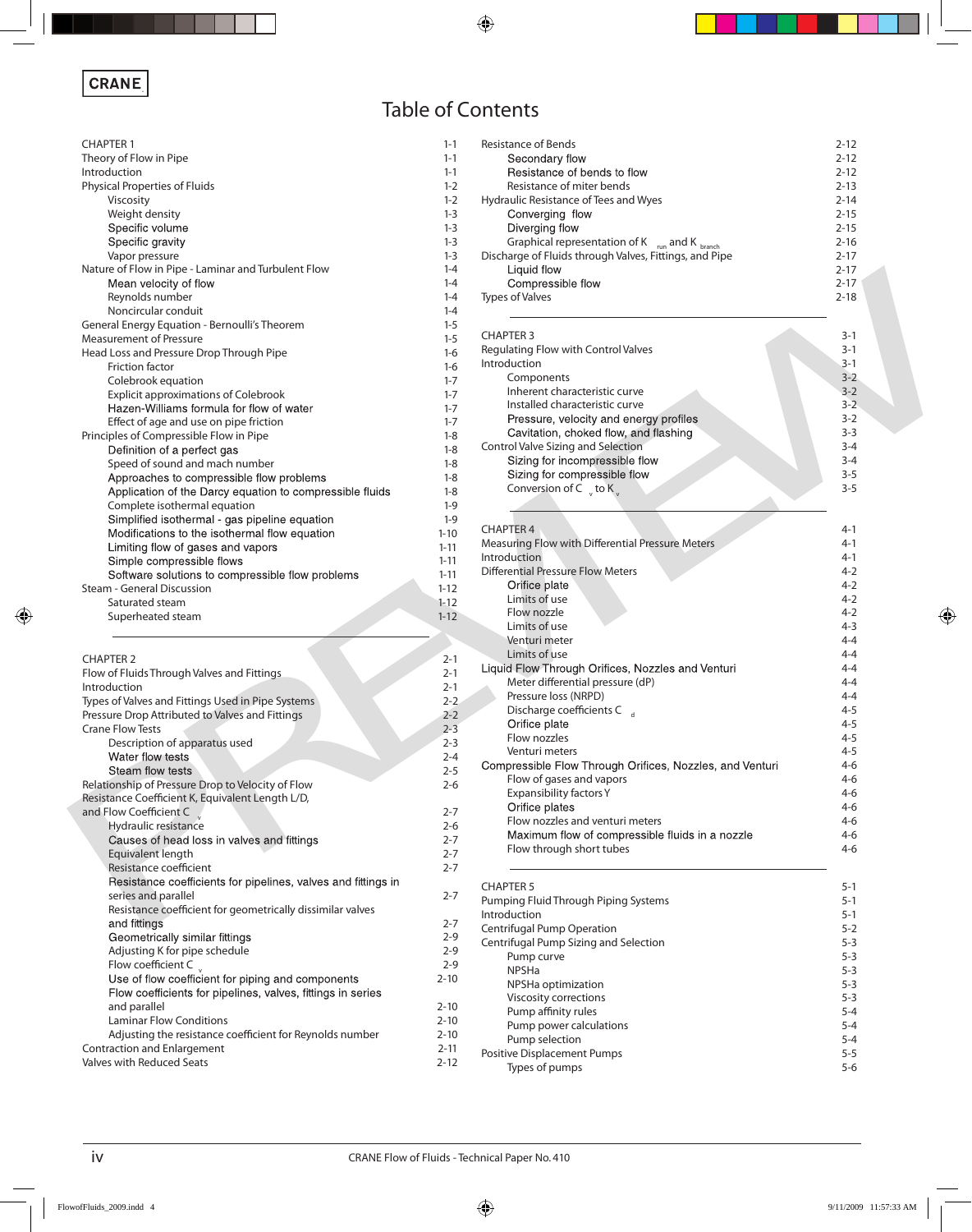CRANE

# Table of Contents

| | |
|---|---|
| CHAPTER 1 | 1-1 |
| Theory of Flow in Pipe | 1-1 |
| Introduction | 1-1 |
| Physical Properties of Fluids | 1-2 |
| Viscosity | 1-2 |
| Weight density | 1-3 |
| Specific volume | 1-3 |
| Specific gravity | 1-3 |
| Vapor pressure | 1-3 |
| Nature of Flow in Pipe - Laminar and Turbulent Flow | 1-4 |
| Mean velocity of flow | 1-4 |
| Reynolds number | 1-4 |
| Noncircular conduit | 1-4 |
| General Energy Equation - Bernoulli's Theorem | 1-5 |
| Measurement of Pressure | 1-5 |
| Head Loss and Pressure Drop Through Pipe | 1-6 |
| Friction factor | 1-6 |
| Colebrook equation | 1-7 |
| Explicit approximations of Colebrook | 1-7 |
| Hazen-Williams formula for flow of water | 1-7 |
| Effect of age and use on pipe friction | 1-7 |
| Principles of Compressible Flow in Pipe | 1-8 |
| Definition of a perfect gas | 1-8 |
| Speed of sound and mach number | 1-8 |
| Approaches to compressible flow problems | 1-8 |
| Application of the Darcy equation to compressible fluids | 1-8 |
| Complete isothermal equation | 1-9 |
| Simplified isothermal - gas pipeline equation | 1-9 |
| Modifications to the isothermal flow equation | 1-10 |
| Limiting flow of gases and vapors | 1-11 |
| Simple compressible flows | 1-11 |
| Software solutions to compressible flow problems | 1-11 |
| Steam - General Discussion | 1-12 |
| Saturated steam | 1-12 |
| Superheated steam | 1-12 |

| | |
|---|---|
| CHAPTER 2 | 2-1 |
| Flow of Fluids Through Valves and Fittings | 2-1 |
| Introduction | 2-1 |
| Types of Valves and Fittings Used in Pipe Systems | 2-2 |
| Pressure Drop Attributed to Valves and Fittings | 2-2 |
| Crane Flow Tests | 2-3 |
| Description of apparatus used | 2-3 |
| Water flow tests | 2-4 |
| Steam flow tests | 2-5 |
| Relationship of Pressure Drop to Velocity of Flow | 2-6 |
| Resistance Coefficient K, Equivalent Length L/D, and Flow Coefficient $C_v$ | 2-7 |
| Hydraulic resistance | 2-6 |
| Causes of head loss in valves and fittings | 2-7 |
| Equivalent length | 2-7 |
| Resistance coefficient | 2-7 |
| Resistance coefficients for pipelines, valves and fittings in series and parallel | 2-7 |
| Resistance coefficient for geometrically dissimilar valves and fittings | 2-7 |
| Geometrically similar fittings | 2-9 |
| Adjusting K for pipe schedule | 2-9 |
| Flow coefficient $C_v$ | 2-9 |
| Use of flow coefficient for piping and components | 2-10 |
| Flow coefficients for pipelines, valves, fittings in series and parallel | 2-10 |
| Laminar Flow Conditions | 2-10 |
| Adjusting the resistance coefficient for Reynolds number | 2-10 |
| Contraction and Enlargement | 2-11 |
| Valves with Reduced Seats | 2-12 |
| Resistance of Bends | 2-12 |
| Secondary flow | 2-12 |
| Resistance of bends to flow | 2-12 |
| Resistance of miter bends | 2-13 |
| Hydraulic Resistance of Tees and Wyes | 2-14 |
| Converging flow | 2-15 |
| Diverging flow | 2-15 |
| Graphical representation of $K_{run}$ and $K_{branch}$ | 2-16 |
| Discharge of Fluids through Valves, Fittings, and Pipe | 2-17 |
| Liquid flow | 2-17 |
| Compressible flow | 2-17 |
| Types of Valves | 2-18 |

| | |
|---|---|
| CHAPTER 3 | 3-1 |
| Regulating Flow with Control Valves | 3-1 |
| Introduction | 3-1 |
| Components | 3-2 |
| Inherent characteristic curve | 3-2 |
| Installed characteristic curve | 3-2 |
| Pressure, velocity and energy profiles | 3-2 |
| Cavitation, choked flow, and flashing | 3-3 |
| Control Valve Sizing and Selection | 3-4 |
| Sizing for incompressible flow | 3-4 |
| Sizing for compressible flow | 3-5 |
| Conversion of $C_v$ to $K_v$ | 3-5 |

| | |
|---|---|
| CHAPTER 4 | 4-1 |
| Measuring Flow with Differential Pressure Meters | 4-1 |
| Introduction | 4-1 |
| Differential Pressure Flow Meters | 4-2 |
| Orifice plate | 4-2 |
| Limits of use | 4-2 |
| Flow nozzle | 4-2 |
| Limits of use | 4-3 |
| Venturi meter | 4-4 |
| Limits of use | 4-4 |
| Liquid Flow Through Orifices, Nozzles and Venturi | 4-4 |
| Meter differential pressure (dP) | 4-4 |
| Pressure loss (NRPD) | 4-4 |
| Discharge coefficients $C_d$ | 4-5 |
| Orifice plate | 4-5 |
| Flow nozzles | 4-5 |
| Venturi meters | 4-5 |
| Compressible Flow Through Orifices, Nozzles, and Venturi | 4-6 |
| Flow of gases and vapors | 4-6 |
| Expansibility factors Y | 4-6 |
| Orifice plates | 4-6 |
| Flow nozzles and venturi meters | 4-6 |
| Maximum flow of compressible fluids in a nozzle | 4-6 |
| Flow through short tubes | 4-6 |

| | |
|---|---|
| CHAPTER 5 | 5-1 |
| Pumping Fluid Through Piping Systems | 5-1 |
| Introduction | 5-1 |
| Centrifugal Pump Operation | 5-2 |
| Centrifugal Pump Sizing and Selection | 5-3 |
| Pump curve | 5-3 |
| NPSHa | 5-3 |
| NPSHa optimization | 5-3 |
| Viscosity corrections | 5-3 |
| Pump affinity rules | 5-4 |
| Pump power calculations | 5-4 |
| Pump selection | 5-4 |
| Positive Displacement Pumps | 5-5 |
| Types of pumps | 5-6 |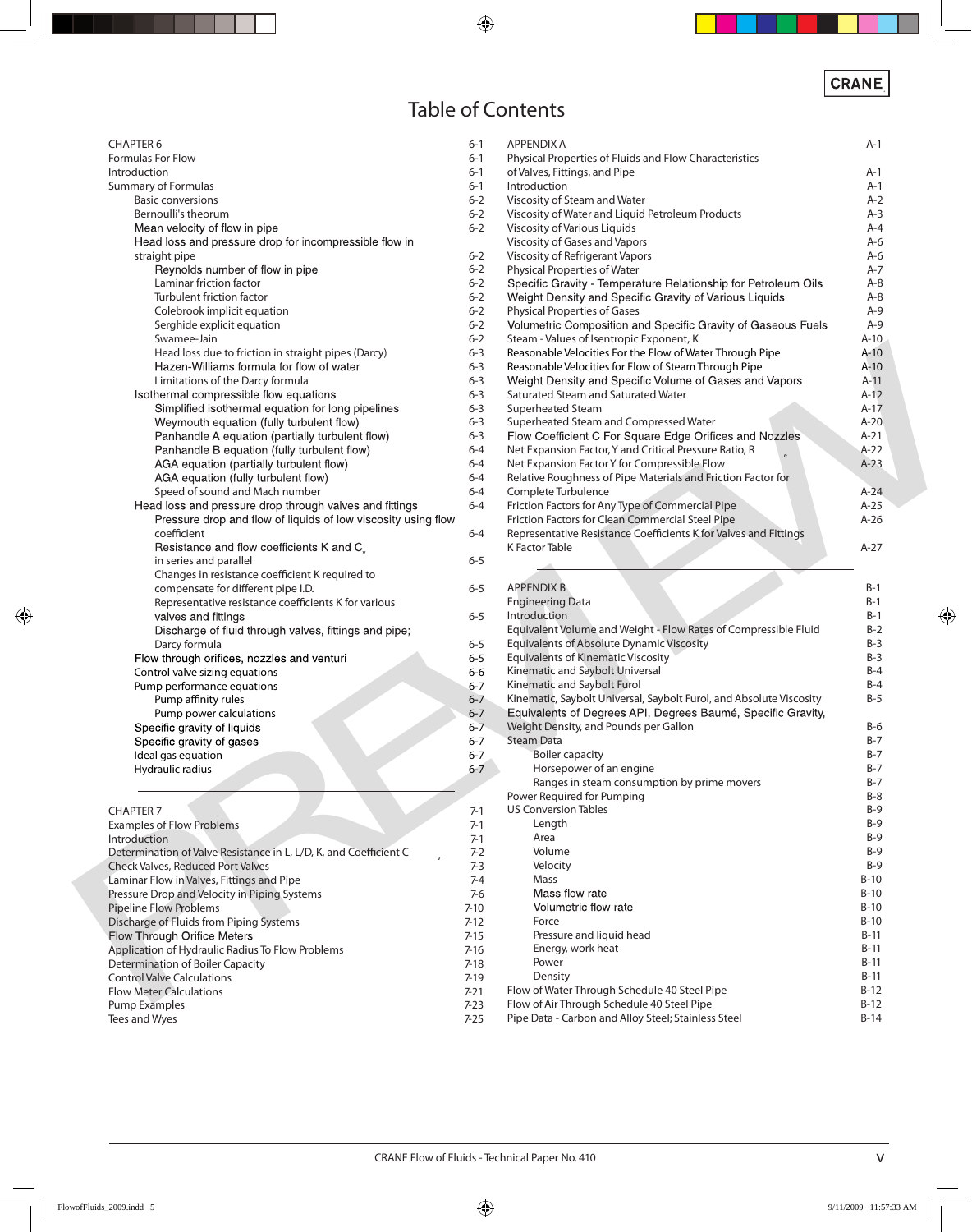# Table of Contents

| | |
|---|---|
| CHAPTER 6 | 6-1 |
| Formulas For Flow | 6-1 |
| Introduction | 6-1 |
| Summary of Formulas | 6-1 |
| Basic conversions | 6-2 |
| Bernoulli's theorum | 6-2 |
| Mean velocity of flow in pipe | 6-2 |
| Head loss and pressure drop for incompressible flow in straight pipe | 6-2 |
| Reynolds number of flow in pipe | 6-2 |
| Laminar friction factor | 6-2 |
| Turbulent friction factor | 6-2 |
| Colebrook implicit equation | 6-2 |
| Serghide explicit equation | 6-2 |
| Swamee-Jain | 6-2 |
| Head loss due to friction in straight pipes (Darcy) | 6-3 |
| Hazen-Williams formula for flow of water | 6-3 |
| Limitations of the Darcy formula | 6-3 |
| Isothermal compressible flow equations | 6-3 |
| Simplified isothermal equation for long pipelines | 6-3 |
| Weymouth equation (fully turbulent flow) | 6-3 |
| Panhandle A equation (partially turbulent flow) | 6-3 |
| Panhandle B equation (fully turbulent flow) | 6-4 |
| AGA equation (partially turbulent flow) | 6-4 |
| AGA equation (fully turbulent flow) | 6-4 |
| Speed of sound and Mach number | 6-4 |
| Head loss and pressure drop through valves and fittings | 6-4 |
| Pressure drop and flow of liquids of low viscosity using flow coefficient | 6-4 |
| Resistance and flow coefficients K and $C_v$ in series and parallel | 6-5 |
| Changes in resistance coefficient K required to compensate for different pipe I.D. | 6-5 |
| Representative resistance coefficients K for various valves and fittings | 6-5 |
| Discharge of fluid through valves, fittings and pipe; Darcy formula | 6-5 |
| Flow through orifices, nozzles and venturi | 6-5 |
| Control valve sizing equations | 6-6 |
| Pump performance equations | 6-7 |
| Pump affinity rules | 6-7 |
| Pump power calculations | 6-7 |
| Specific gravity of liquids | 6-7 |
| Specific gravity of gases | 6-7 |
| Ideal gas equation | 6-7 |
| Hydraulic radius | 6-7 |

| | |
|---|---|
| CHAPTER 7 | 7-1 |
| Examples of Flow Problems | 7-1 |
| Introduction | 7-1 |
| Determination of Valve Resistance in L, L/D, K, and Coefficient $C_v$ | 7-2 |
| Check Valves, Reduced Port Valves | 7-3 |
| Laminar Flow in Valves, Fittings and Pipe | 7-4 |
| Pressure Drop and Velocity in Piping Systems | 7-6 |
| Pipeline Flow Problems | 7-10 |
| Discharge of Fluids from Piping Systems | 7-12 |
| Flow Through Orifice Meters | 7-15 |
| Application of Hydraulic Radius To Flow Problems | 7-16 |
| Determination of Boiler Capacity | 7-18 |
| Control Valve Calculations | 7-19 |
| Flow Meter Calculations | 7-21 |
| Pump Examples | 7-23 |
| Tees and Wyes | 7-25 |

| | |
|---|---|
| APPENDIX A | A-1 |
| Physical Properties of Fluids and Flow Characteristics of Valves, Fittings, and Pipe | A-1 |
| Introduction | A-1 |
| Viscosity of Steam and Water | A-2 |
| Viscosity of Water and Liquid Petroleum Products | A-3 |
| Viscosity of Various Liquids | A-4 |
| Viscosity of Gases and Vapors | A-6 |
| Viscosity of Refrigerant Vapors | A-6 |
| Physical Properties of Water | A-7 |
| Specific Gravity - Temperature Relationship for Petroleum Oils | A-8 |
| Weight Density and Specific Gravity of Various Liquids | A-8 |
| Physical Properties of Gases | A-9 |
| Volumetric Composition and Specific Gravity of Gaseous Fuels | A-9 |
| Steam - Values of Isentropic Exponent, K | A-10 |
| Reasonable Velocities For the Flow of Water Through Pipe | A-10 |
| Reasonable Velocities for Flow of Steam Through Pipe | A-10 |
| Weight Density and Specific Volume of Gases and Vapors | A-11 |
| Saturated Steam and Saturated Water | A-12 |
| Superheated Steam | A-17 |
| Superheated Steam and Compressed Water | A-20 |
| Flow Coefficient C For Square Edge Orifices and Nozzles | A-21 |
| Net Expansion Factor, Y and Critical Pressure Ratio, $R_e$ | A-22 |
| Net Expansion Factor Y for Compressible Flow | A-23 |
| Relative Roughness of Pipe Materials and Friction Factor for Complete Turbulence | A-24 |
| Friction Factors for Any Type of Commercial Pipe | A-25 |
| Friction Factors for Clean Commercial Steel Pipe | A-26 |
| Representative Resistance Coefficients K for Valves and Fittings K Factor Table | A-27 |

| | |
|---|---|
| APPENDIX B | B-1 |
| Engineering Data | B-1 |
| Introduction | B-1 |
| Equivalent Volume and Weight - Flow Rates of Compressible Fluid | B-2 |
| Equivalents of Absolute Dynamic Viscosity | B-3 |
| Equivalents of Kinematic Viscosity | B-3 |
| Kinematic and Saybolt Universal | B-4 |
| Kinematic and Saybolt Furol | B-4 |
| Kinematic, Saybolt Universal, Saybolt Furol, and Absolute Viscosity | B-5 |
| Equivalents of Degrees API, Degrees Baumé, Specific Gravity, Weight Density, and Pounds per Gallon | B-6 |
| Steam Data | B-7 |
| Boiler capacity | B-7 |
| Horsepower of an engine | B-7 |
| Ranges in steam consumption by prime movers | B-7 |
| Power Required for Pumping | B-8 |
| US Conversion Tables | B-9 |
| Length | B-9 |
| Area | B-9 |
| Volume | B-9 |
| Velocity | B-9 |
| Mass | B-10 |
| Mass flow rate | B-10 |
| Volumetric flow rate | B-10 |
| Force | B-10 |
| Pressure and liquid head | B-11 |
| Energy, work heat | B-11 |
| Power | B-11 |
| Density | B-11 |
| Flow of Water Through Schedule 40 Steel Pipe | B-12 |
| Flow of Air Through Schedule 40 Steel Pipe | B-12 |
| Pipe Data - Carbon and Alloy Steel; Stainless Steel | B-14 |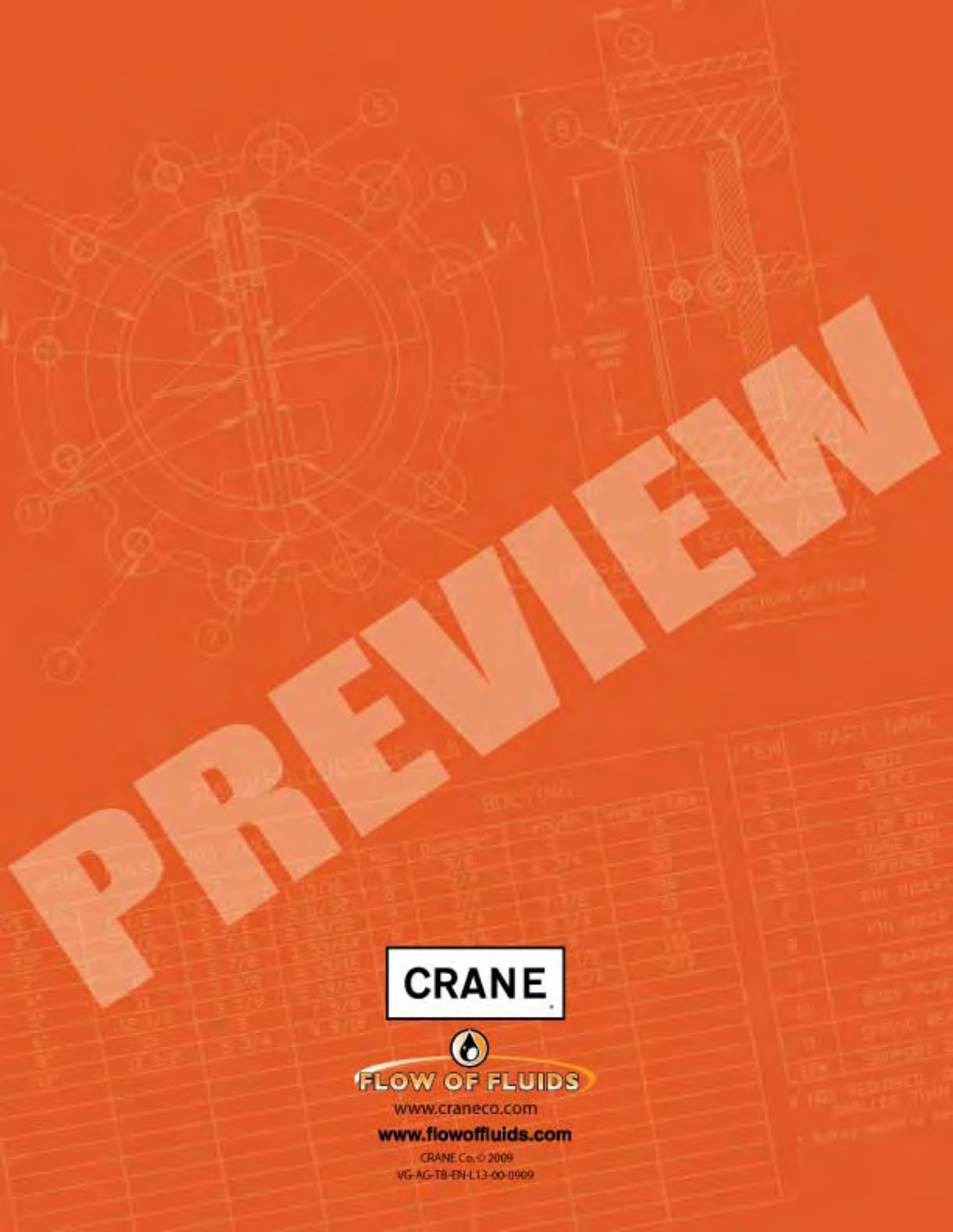PREVIEW

CRANE

FLOW OF FLUIDS

www.craneco.com

www.flowoffluids.com

CRANE Co. © 2009

VG-AG-TB-EN-L13-00-0909